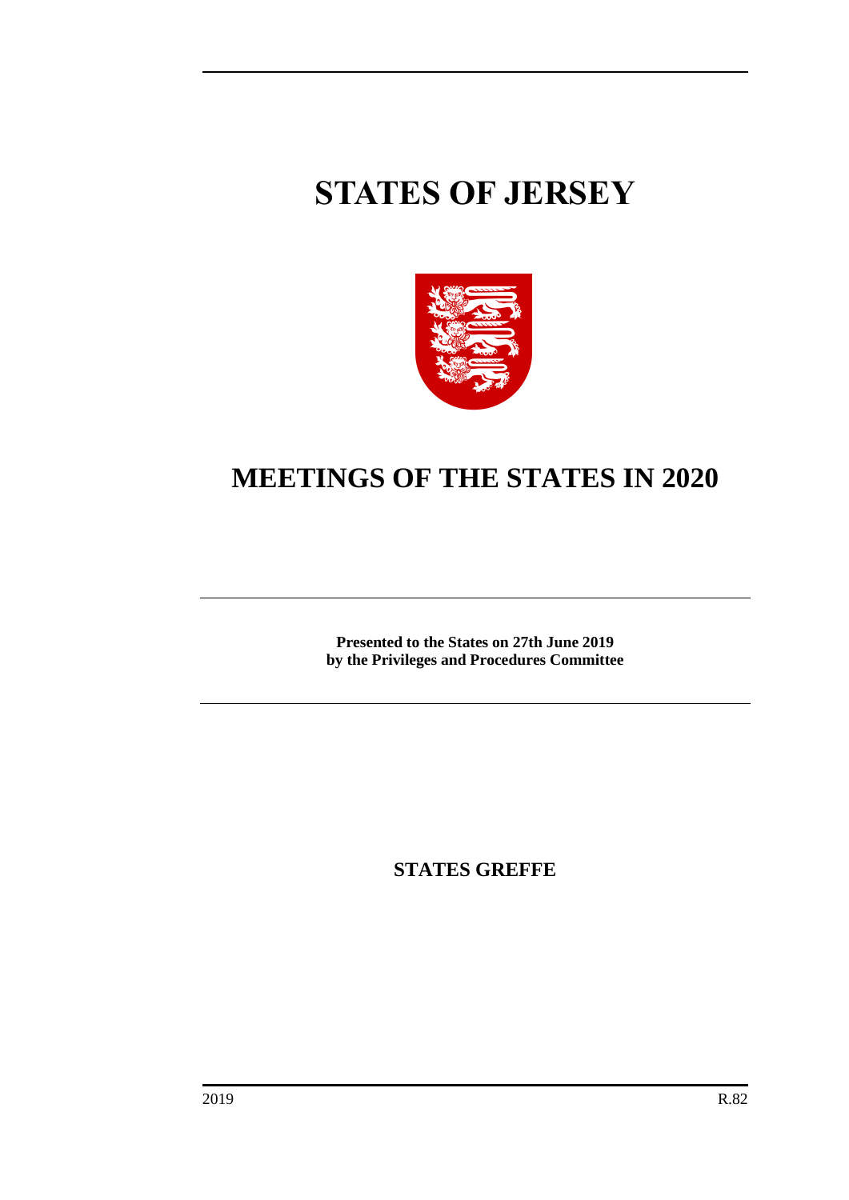# STATES OF JERSEY

# MEETINGS OF THE STATES IN 2020

**Presented to the States on 27th June 2019**
**by the Privileges and Procedures Committee**

**STATES GREFFE**

2019 R.82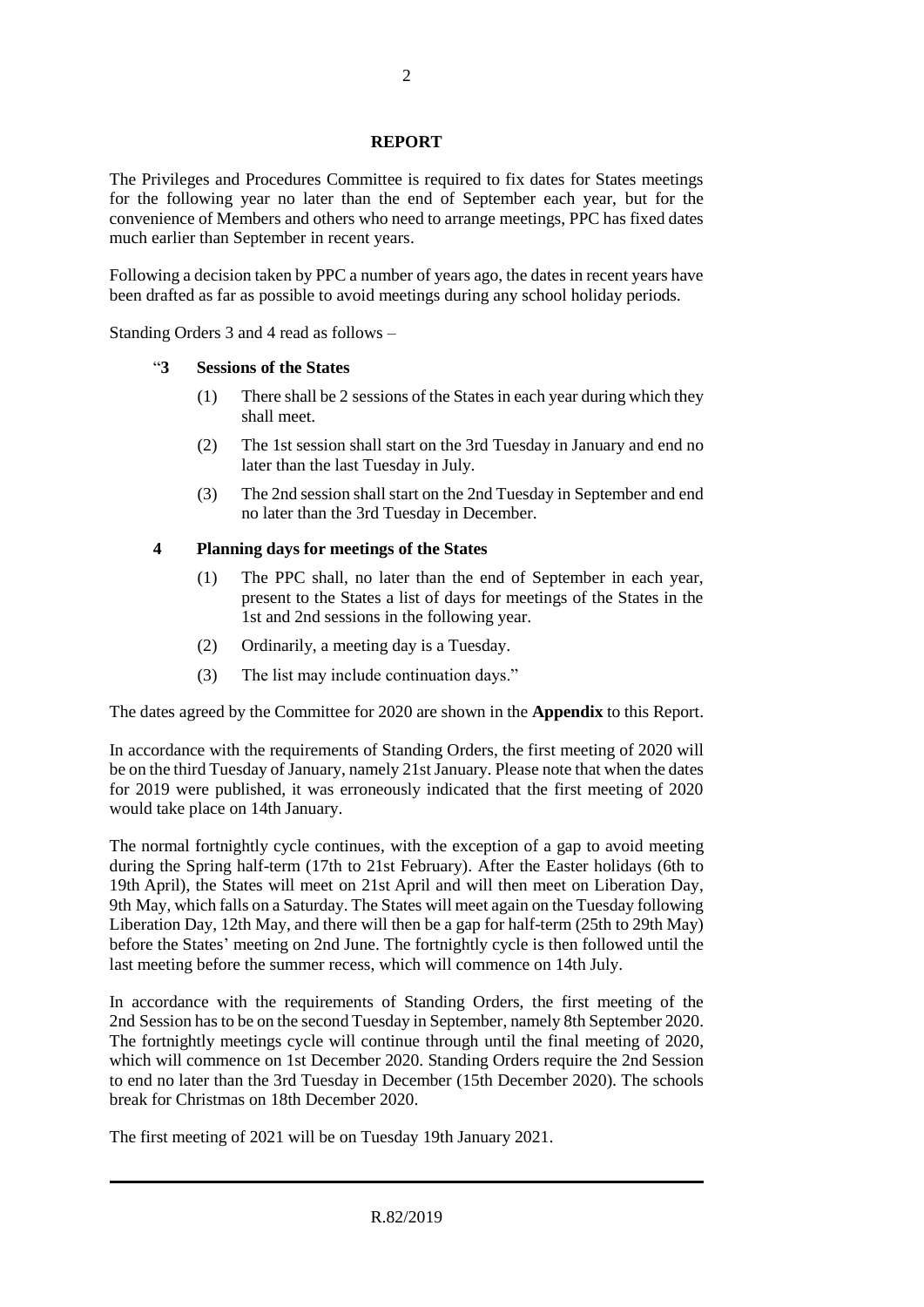## REPORT

The Privileges and Procedures Committee is required to fix dates for States meetings for the following year no later than the end of September each year, but for the convenience of Members and others who need to arrange meetings, PPC has fixed dates much earlier than September in recent years.

Following a decision taken by PPC a number of years ago, the dates in recent years have been drafted as far as possible to avoid meetings during any school holiday periods.

Standing Orders 3 and 4 read as follows –

> "**3 Sessions of the States**
>
> (1) There shall be 2 sessions of the States in each year during which they shall meet.
>
> (2) The 1st session shall start on the 3rd Tuesday in January and end no later than the last Tuesday in July.
>
> (3) The 2nd session shall start on the 2nd Tuesday in September and end no later than the 3rd Tuesday in December.
>
> **4 Planning days for meetings of the States**
>
> (1) The PPC shall, no later than the end of September in each year, present to the States a list of days for meetings of the States in the 1st and 2nd sessions in the following year.
>
> (2) Ordinarily, a meeting day is a Tuesday.
>
> (3) The list may include continuation days."

The dates agreed by the Committee for 2020 are shown in the **Appendix** to this Report.

In accordance with the requirements of Standing Orders, the first meeting of 2020 will be on the third Tuesday of January, namely 21st January. Please note that when the dates for 2019 were published, it was erroneously indicated that the first meeting of 2020 would take place on 14th January.

The normal fortnightly cycle continues, with the exception of a gap to avoid meeting during the Spring half-term (17th to 21st February). After the Easter holidays (6th to 19th April), the States will meet on 21st April and will then meet on Liberation Day, 9th May, which falls on a Saturday. The States will meet again on the Tuesday following Liberation Day, 12th May, and there will then be a gap for half-term (25th to 29th May) before the States' meeting on 2nd June. The fortnightly cycle is then followed until the last meeting before the summer recess, which will commence on 14th July.

In accordance with the requirements of Standing Orders, the first meeting of the 2nd Session has to be on the second Tuesday in September, namely 8th September 2020. The fortnightly meetings cycle will continue through until the final meeting of 2020, which will commence on 1st December 2020. Standing Orders require the 2nd Session to end no later than the 3rd Tuesday in December (15th December 2020). The schools break for Christmas on 18th December 2020.

The first meeting of 2021 will be on Tuesday 19th January 2021.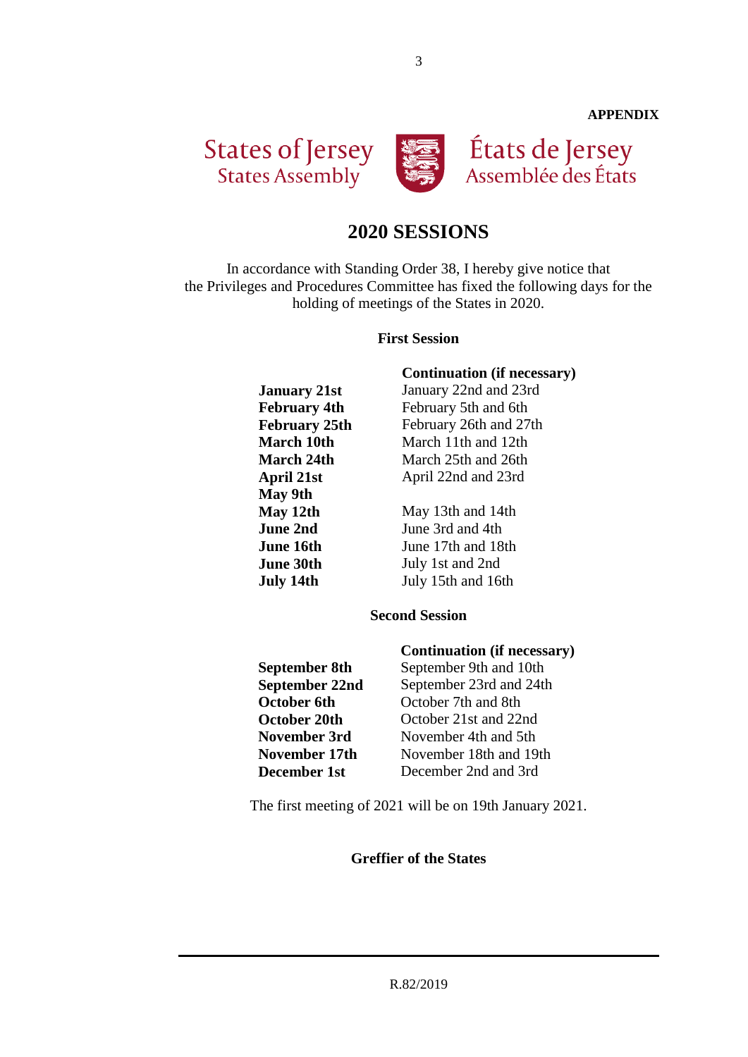**APPENDIX**

States of Jersey
States Assembly

États de Jersey
Assemblée des États

# 2020 SESSIONS

In accordance with Standing Order 38, I hereby give notice that the Privileges and Procedures Committee has fixed the following days for the holding of meetings of the States in 2020.

### First Session

| | **Continuation (if necessary)** |
|---|---|
| **January 21st** | January 22nd and 23rd |
| **February 4th** | February 5th and 6th |
| **February 25th** | February 26th and 27th |
| **March 10th** | March 11th and 12th |
| **March 24th** | March 25th and 26th |
| **April 21st** | April 22nd and 23rd |
| **May 9th** | |
| **May 12th** | May 13th and 14th |
| **June 2nd** | June 3rd and 4th |
| **June 16th** | June 17th and 18th |
| **June 30th** | July 1st and 2nd |
| **July 14th** | July 15th and 16th |

### Second Session

| | **Continuation (if necessary)** |
|---|---|
| **September 8th** | September 9th and 10th |
| **September 22nd** | September 23rd and 24th |
| **October 6th** | October 7th and 8th |
| **October 20th** | October 21st and 22nd |
| **November 3rd** | November 4th and 5th |
| **November 17th** | November 18th and 19th |
| **December 1st** | December 2nd and 3rd |

The first meeting of 2021 will be on 19th January 2021.

**Greffier of the States**

R.82/2019